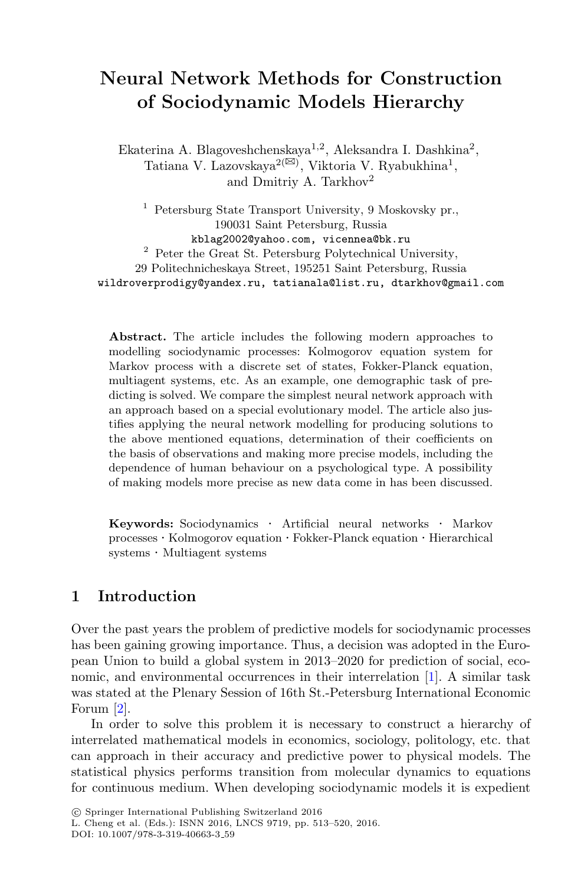# Neural Network Methods for Construction of Sociodynamic Models Hierarchy

Ekaterina A. Blagoveshchenskaya[1,2], Aleksandra I. Dashkina[2], Tatiana V. Lazovskaya[2(✉)], Viktoria V. Ryabukhina[1], and Dmitriy A. Tarkhov[2]

[1] Petersburg State Transport University, 9 Moskovsky pr., 190031 Saint Petersburg, Russia
kblag2002@yahoo.com, vicennea@bk.ru

[2] Peter the Great St. Petersburg Polytechnical University, 29 Politechnicheskaya Street, 195251 Saint Petersburg, Russia
wildroverprodigy@yandex.ru, tatianala@list.ru, dtarkhov@gmail.com

**Abstract.** The article includes the following modern approaches to modelling sociodynamic processes: Kolmogorov equation system for Markov process with a discrete set of states, Fokker-Planck equation, multiagent systems, etc. As an example, one demographic task of predicting is solved. We compare the simplest neural network approach with an approach based on a special evolutionary model. The article also justifies applying the neural network modelling for producing solutions to the above mentioned equations, determination of their coefficients on the basis of observations and making more precise models, including the dependence of human behaviour on a psychological type. A possibility of making models more precise as new data come in has been discussed.

**Keywords:** Sociodynamics · Artificial neural networks · Markov processes · Kolmogorov equation · Fokker-Planck equation · Hierarchical systems · Multiagent systems

## 1 Introduction

Over the past years the problem of predictive models for sociodynamic processes has been gaining growing importance. Thus, a decision was adopted in the European Union to build a global system in 2013–2020 for prediction of social, economic, and environmental occurrences in their interrelation [1]. A similar task was stated at the Plenary Session of 16th St.-Petersburg International Economic Forum [2].

In order to solve this problem it is necessary to construct a hierarchy of interrelated mathematical models in economics, sociology, politology, etc. that can approach in their accuracy and predictive power to physical models. The statistical physics performs transition from molecular dynamics to equations for continuous medium. When developing sociodynamic models it is expedient

© Springer International Publishing Switzerland 2016
L. Cheng et al. (Eds.): ISNN 2016, LNCS 9719, pp. 513–520, 2016.
DOI: 10.1007/978-3-319-40663-3_59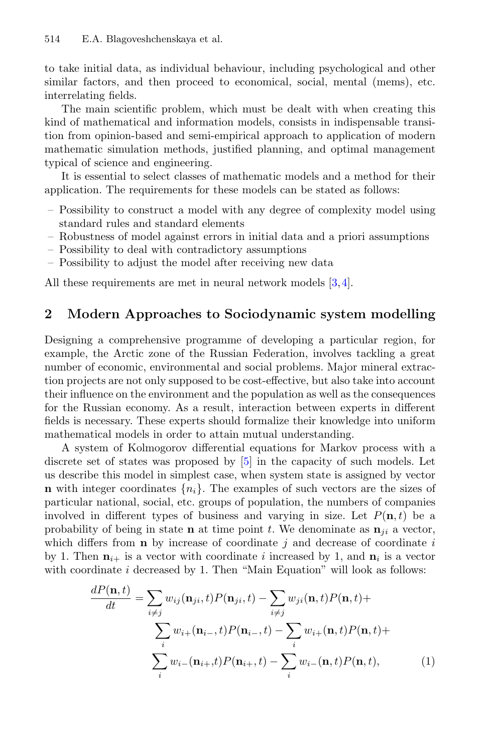to take initial data, as individual behaviour, including psychological and other similar factors, and then proceed to economical, social, mental (mems), etc. interrelating fields.

The main scientific problem, which must be dealt with when creating this kind of mathematical and information models, consists in indispensable transition from opinion-based and semi-empirical approach to application of modern mathematic simulation methods, justified planning, and optimal management typical of science and engineering.

It is essential to select classes of mathematic models and a method for their application. The requirements for these models can be stated as follows:

- Possibility to construct a model with any degree of complexity model using standard rules and standard elements
- Robustness of model against errors in initial data and a priori assumptions
- Possibility to deal with contradictory assumptions
- Possibility to adjust the model after receiving new data

All these requirements are met in neural network models [3,4].

## 2 Modern Approaches to Sociodynamic system modelling

Designing a comprehensive programme of developing a particular region, for example, the Arctic zone of the Russian Federation, involves tackling a great number of economic, environmental and social problems. Major mineral extraction projects are not only supposed to be cost-effective, but also take into account their influence on the environment and the population as well as the consequences for the Russian economy. As a result, interaction between experts in different fields is necessary. These experts should formalize their knowledge into uniform mathematical models in order to attain mutual understanding.

A system of Kolmogorov differential equations for Markov process with a discrete set of states was proposed by [5] in the capacity of such models. Let us describe this model in simplest case, when system state is assigned by vector $\mathbf{n}$ with integer coordinates $\{n_i\}$. The examples of such vectors are the sizes of particular national, social, etc. groups of population, the numbers of companies involved in different types of business and varying in size. Let $P(\mathbf{n}, t)$ be a probability of being in state $\mathbf{n}$ at time point $t$. We denominate as $\mathbf{n}_{ji}$ a vector, which differs from $\mathbf{n}$ by increase of coordinate $j$ and decrease of coordinate $i$ by 1. Then $\mathbf{n}_{i+}$ is a vector with coordinate $i$ increased by 1, and $\mathbf{n}_{i}$ is a vector with coordinate $i$ decreased by 1. Then "Main Equation" will look as follows:

$$\begin{aligned}\frac{dP(\mathbf{n},t)}{dt} = &\sum_{i \neq j} w_{ij}(\mathbf{n}_{ji}, t) P(\mathbf{n}_{ji}, t) - \sum_{i \neq j} w_{ji}(\mathbf{n}, t) P(\mathbf{n}, t) + \\ &\sum_{i} w_{i+}(\mathbf{n}_{i-}, t) P(\mathbf{n}_{i-}, t) - \sum_{i} w_{i+}(\mathbf{n}, t) P(\mathbf{n}, t) + \\ &\sum_{i} w_{i-}(\mathbf{n}_{i+}, t) P(\mathbf{n}_{i+}, t) - \sum_{i} w_{i-}(\mathbf{n}, t) P(\mathbf{n}, t),\end{aligned} \tag{1}$$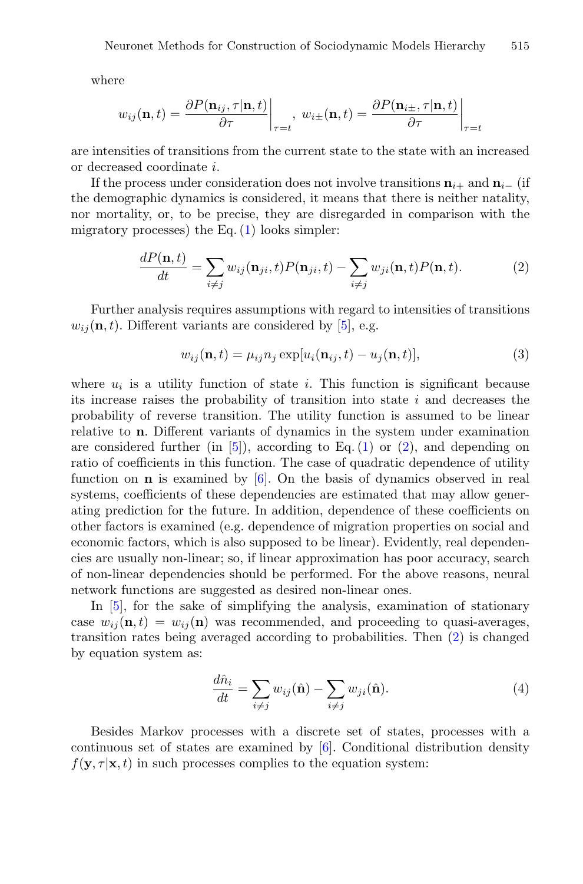where

$$w_{ij}(\mathbf{n},t) = \left.\frac{\partial P(\mathbf{n}_{ij},\tau|\mathbf{n},t)}{\partial\tau}\right|_{\tau=t},\ w_{i\pm}(\mathbf{n},t) = \left.\frac{\partial P(\mathbf{n}_{i\pm},\tau|\mathbf{n},t)}{\partial\tau}\right|_{\tau=t}$$

are intensities of transitions from the current state to the state with an increased or decreased coordinate $i$.

If the process under consideration does not involve transitions $\mathbf{n}_{i+}$ and $\mathbf{n}_{i-}$ (if the demographic dynamics is considered, it means that there is neither natality, nor mortality, or, to be precise, they are disregarded in comparison with the migratory processes) the Eq. (1) looks simpler:

$$\frac{dP(\mathbf{n},t)}{dt} = \sum_{i\neq j} w_{ij}(\mathbf{n}_{ji},t)P(\mathbf{n}_{ji},t) - \sum_{i\neq j} w_{ji}(\mathbf{n},t)P(\mathbf{n},t). \tag{2}$$

Further analysis requires assumptions with regard to intensities of transitions $w_{ij}(\mathbf{n},t)$. Different variants are considered by [5], e.g.

$$w_{ij}(\mathbf{n},t) = \mu_{ij} n_j \exp[u_i(\mathbf{n}_{ij},t) - u_j(\mathbf{n},t)], \tag{3}$$

where $u_i$ is a utility function of state $i$. This function is significant because its increase raises the probability of transition into state $i$ and decreases the probability of reverse transition. The utility function is assumed to be linear relative to $\mathbf{n}$. Different variants of dynamics in the system under examination are considered further (in [5]), according to Eq. (1) or (2), and depending on ratio of coefficients in this function. The case of quadratic dependence of utility function on $\mathbf{n}$ is examined by [6]. On the basis of dynamics observed in real systems, coefficients of these dependencies are estimated that may allow generating prediction for the future. In addition, dependence of these coefficients on other factors is examined (e.g. dependence of migration properties on social and economic factors, which is also supposed to be linear). Evidently, real dependencies are usually non-linear; so, if linear approximation has poor accuracy, search of non-linear dependencies should be performed. For the above reasons, neural network functions are suggested as desired non-linear ones.

In [5], for the sake of simplifying the analysis, examination of stationary case $w_{ij}(\mathbf{n},t) = w_{ij}(\mathbf{n})$ was recommended, and proceeding to quasi-averages, transition rates being averaged according to probabilities. Then (2) is changed by equation system as:

$$\frac{d\hat{n}_i}{dt} = \sum_{i\neq j} w_{ij}(\hat{\mathbf{n}}) - \sum_{i\neq j} w_{ji}(\hat{\mathbf{n}}). \tag{4}$$

Besides Markov processes with a discrete set of states, processes with a continuous set of states are examined by [6]. Conditional distribution density $f(\mathbf{y},\tau|\mathbf{x},t)$ in such processes complies to the equation system: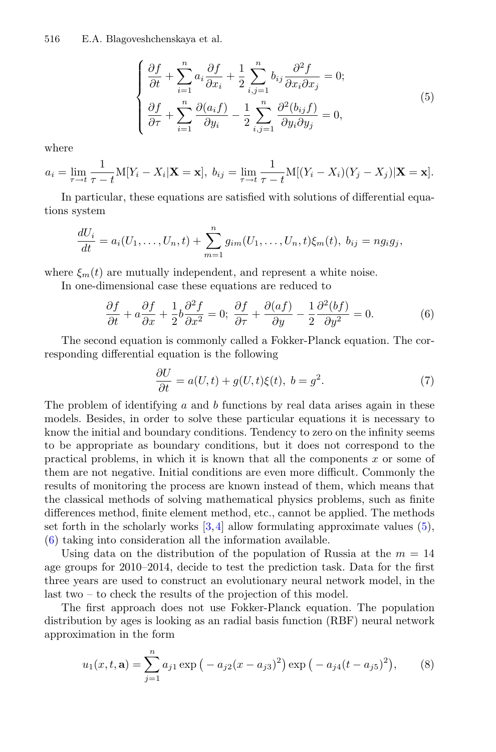$$
\begin{cases}
\dfrac{\partial f}{\partial t} + \displaystyle\sum_{i=1}^{n} a_i \dfrac{\partial f}{\partial x_i} + \dfrac{1}{2} \displaystyle\sum_{i,j=1}^{n} b_{ij} \dfrac{\partial^2 f}{\partial x_i \partial x_j} = 0; \\
\dfrac{\partial f}{\partial \tau} + \displaystyle\sum_{i=1}^{n} \dfrac{\partial (a_i f)}{\partial y_i} - \dfrac{1}{2} \displaystyle\sum_{i,j=1}^{n} \dfrac{\partial^2 (b_{ij} f)}{\partial y_i \partial y_j} = 0,
\end{cases}
\tag{5}
$$

where

$$
a_i = \lim_{\tau \to t} \frac{1}{\tau - t} \mathrm{M}[Y_i - X_i | \mathbf{X} = \mathbf{x}],\ b_{ij} = \lim_{\tau \to t} \frac{1}{\tau - t} \mathrm{M}[(Y_i - X_i)(Y_j - X_j) | \mathbf{X} = \mathbf{x}].
$$

In particular, these equations are satisfied with solutions of differential equations system

$$
\frac{dU_i}{dt} = a_i(U_1, \ldots, U_n, t) + \sum_{m=1}^{n} g_{im}(U_1, \ldots, U_n, t)\xi_m(t),\ b_{ij} = n g_i g_j,
$$

where $\xi_m(t)$ are mutually independent, and represent a white noise.

In one-dimensional case these equations are reduced to

$$
\frac{\partial f}{\partial t} + a \frac{\partial f}{\partial x} + \frac{1}{2} b \frac{\partial^2 f}{\partial x^2} = 0;\ \frac{\partial f}{\partial \tau} + \frac{\partial (af)}{\partial y} - \frac{1}{2} \frac{\partial^2 (bf)}{\partial y^2} = 0. \tag{6}
$$

The second equation is commonly called a Fokker-Planck equation. The corresponding differential equation is the following

$$
\frac{\partial U}{\partial t} = a(U, t) + g(U, t)\xi(t),\ b = g^2. \tag{7}
$$

The problem of identifying $a$ and $b$ functions by real data arises again in these models. Besides, in order to solve these particular equations it is necessary to know the initial and boundary conditions. Tendency to zero on the infinity seems to be appropriate as boundary conditions, but it does not correspond to the practical problems, in which it is known that all the components $x$ or some of them are not negative. Initial conditions are even more difficult. Commonly the results of monitoring the process are known instead of them, which means that the classical methods of solving mathematical physics problems, such as finite differences method, finite element method, etc., cannot be applied. The methods set forth in the scholarly works [3,4] allow formulating approximate values (5), (6) taking into consideration all the information available.

Using data on the distribution of the population of Russia at the $m = 14$ age groups for 2010–2014, decide to test the prediction task. Data for the first three years are used to construct an evolutionary neural network model, in the last two – to check the results of the projection of this model.

The first approach does not use Fokker-Planck equation. The population distribution by ages is looking as an radial basis function (RBF) neural network approximation in the form

$$
u_1(x, t, \mathbf{a}) = \sum_{j=1}^{n} a_{j1} \exp\big( - a_{j2}(x - a_{j3})^2 \big) \exp\big( - a_{j4}(t - a_{j5})^2 \big), \tag{8}
$$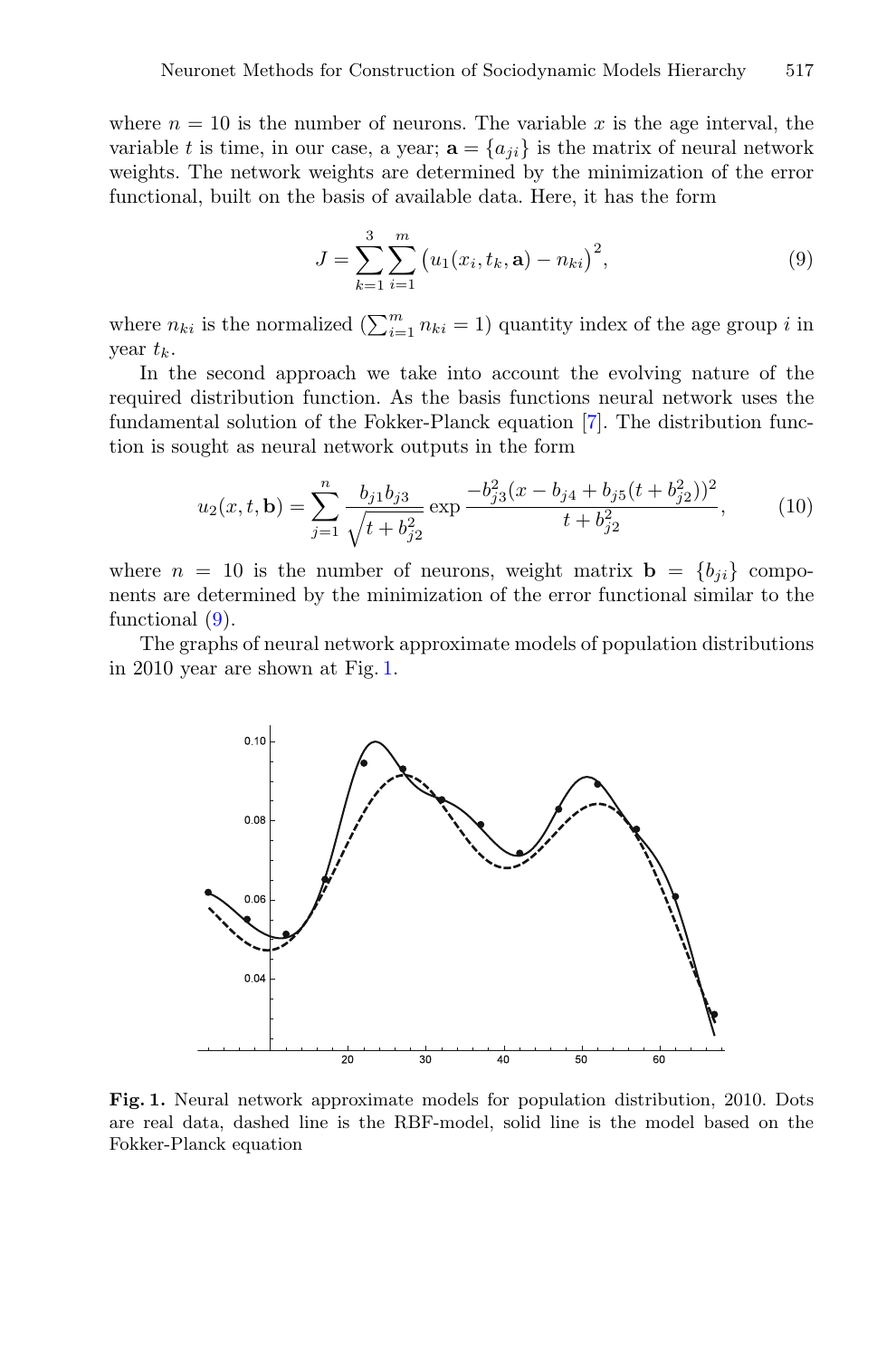where $n = 10$ is the number of neurons. The variable $x$ is the age interval, the variable $t$ is time, in our case, a year; $\mathbf{a} = \{a_{ji}\}$ is the matrix of neural network weights. The network weights are determined by the minimization of the error functional, built on the basis of available data. Here, it has the form

$$J = \sum_{k=1}^{3} \sum_{i=1}^{m} \left( u_1(x_i, t_k, \mathbf{a}) - n_{ki} \right)^2, \tag{9}$$

where $n_{ki}$ is the normalized ($\sum_{i=1}^{m} n_{ki} = 1$) quantity index of the age group $i$ in year $t_k$.

In the second approach we take into account the evolving nature of the required distribution function. As the basis functions neural network uses the fundamental solution of the Fokker-Planck equation [7]. The distribution function is sought as neural network outputs in the form

$$u_2(x, t, \mathbf{b}) = \sum_{j=1}^{n} \frac{b_{j1} b_{j3}}{\sqrt{t + b_{j2}^2}} \exp \frac{-b_{j3}^2 (x - b_{j4} + b_{j5}(t + b_{j2}^2))^2}{t + b_{j2}^2}, \tag{10}$$

where $n = 10$ is the number of neurons, weight matrix $\mathbf{b} = \{b_{ji}\}$ components are determined by the minimization of the error functional similar to the functional (9).

The graphs of neural network approximate models of population distributions in 2010 year are shown at Fig. 1.

**Fig. 1.** Neural network approximate models for population distribution, 2010. Dots are real data, dashed line is the RBF-model, solid line is the model based on the Fokker-Planck equation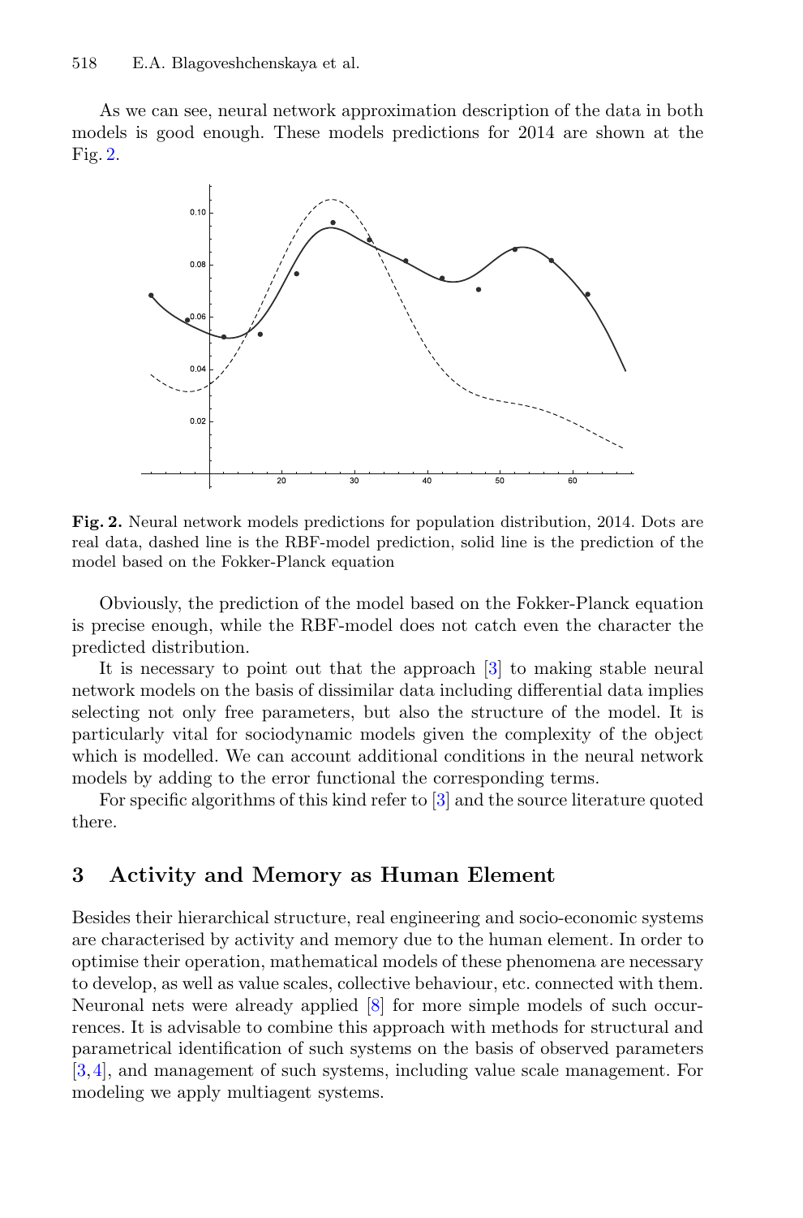As we can see, neural network approximation description of the data in both models is good enough. These models predictions for 2014 are shown at the Fig. 2.

**Fig. 2.** Neural network models predictions for population distribution, 2014. Dots are real data, dashed line is the RBF-model prediction, solid line is the prediction of the model based on the Fokker-Planck equation

Obviously, the prediction of the model based on the Fokker-Planck equation is precise enough, while the RBF-model does not catch even the character the predicted distribution.

It is necessary to point out that the approach [3] to making stable neural network models on the basis of dissimilar data including differential data implies selecting not only free parameters, but also the structure of the model. It is particularly vital for sociodynamic models given the complexity of the object which is modelled. We can account additional conditions in the neural network models by adding to the error functional the corresponding terms.

For specific algorithms of this kind refer to [3] and the source literature quoted there.

## 3 Activity and Memory as Human Element

Besides their hierarchical structure, real engineering and socio-economic systems are characterised by activity and memory due to the human element. In order to optimise their operation, mathematical models of these phenomena are necessary to develop, as well as value scales, collective behaviour, etc. connected with them. Neuronal nets were already applied [8] for more simple models of such occurrences. It is advisable to combine this approach with methods for structural and parametrical identification of such systems on the basis of observed parameters [3,4], and management of such systems, including value scale management. For modeling we apply multiagent systems.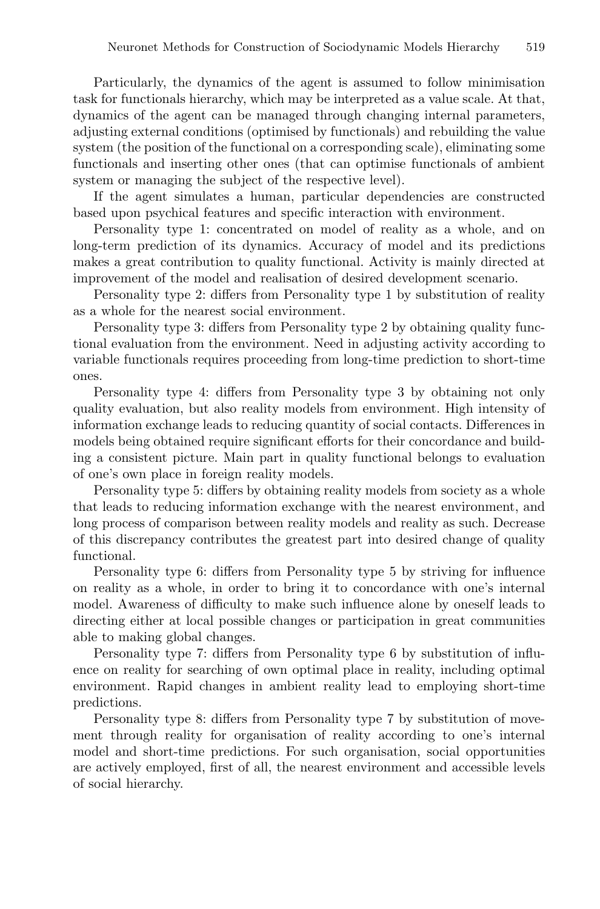Particularly, the dynamics of the agent is assumed to follow minimisation task for functionals hierarchy, which may be interpreted as a value scale. At that, dynamics of the agent can be managed through changing internal parameters, adjusting external conditions (optimised by functionals) and rebuilding the value system (the position of the functional on a corresponding scale), eliminating some functionals and inserting other ones (that can optimise functionals of ambient system or managing the subject of the respective level).

If the agent simulates a human, particular dependencies are constructed based upon psychical features and specific interaction with environment.

Personality type 1: concentrated on model of reality as a whole, and on long-term prediction of its dynamics. Accuracy of model and its predictions makes a great contribution to quality functional. Activity is mainly directed at improvement of the model and realisation of desired development scenario.

Personality type 2: differs from Personality type 1 by substitution of reality as a whole for the nearest social environment.

Personality type 3: differs from Personality type 2 by obtaining quality functional evaluation from the environment. Need in adjusting activity according to variable functionals requires proceeding from long-time prediction to short-time ones.

Personality type 4: differs from Personality type 3 by obtaining not only quality evaluation, but also reality models from environment. High intensity of information exchange leads to reducing quantity of social contacts. Differences in models being obtained require significant efforts for their concordance and building a consistent picture. Main part in quality functional belongs to evaluation of one's own place in foreign reality models.

Personality type 5: differs by obtaining reality models from society as a whole that leads to reducing information exchange with the nearest environment, and long process of comparison between reality models and reality as such. Decrease of this discrepancy contributes the greatest part into desired change of quality functional.

Personality type 6: differs from Personality type 5 by striving for influence on reality as a whole, in order to bring it to concordance with one's internal model. Awareness of difficulty to make such influence alone by oneself leads to directing either at local possible changes or participation in great communities able to making global changes.

Personality type 7: differs from Personality type 6 by substitution of influence on reality for searching of own optimal place in reality, including optimal environment. Rapid changes in ambient reality lead to employing short-time predictions.

Personality type 8: differs from Personality type 7 by substitution of movement through reality for organisation of reality according to one's internal model and short-time predictions. For such organisation, social opportunities are actively employed, first of all, the nearest environment and accessible levels of social hierarchy.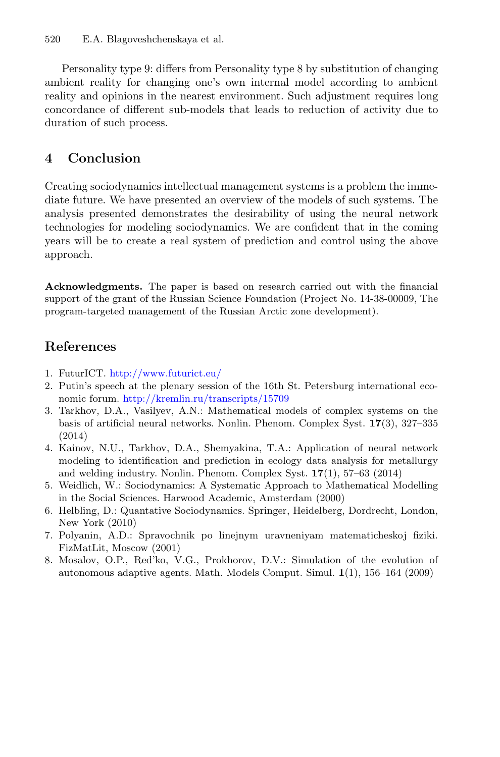Personality type 9: differs from Personality type 8 by substitution of changing ambient reality for changing one's own internal model according to ambient reality and opinions in the nearest environment. Such adjustment requires long concordance of different sub-models that leads to reduction of activity due to duration of such process.

## 4 Conclusion

Creating sociodynamics intellectual management systems is a problem the immediate future. We have presented an overview of the models of such systems. The analysis presented demonstrates the desirability of using the neural network technologies for modeling sociodynamics. We are confident that in the coming years will be to create a real system of prediction and control using the above approach.

**Acknowledgments.** The paper is based on research carried out with the financial support of the grant of the Russian Science Foundation (Project No. 14-38-00009, The program-targeted management of the Russian Arctic zone development).

## References

1. FuturICT. http://www.futurict.eu/
2. Putin's speech at the plenary session of the 16th St. Petersburg international economic forum. http://kremlin.ru/transcripts/15709
3. Tarkhov, D.A., Vasilyev, A.N.: Mathematical models of complex systems on the basis of artificial neural networks. Nonlin. Phenom. Complex Syst. **17**(3), 327–335 (2014)
4. Kainov, N.U., Tarkhov, D.A., Shemyakina, T.A.: Application of neural network modeling to identification and prediction in ecology data analysis for metallurgy and welding industry. Nonlin. Phenom. Complex Syst. **17**(1), 57–63 (2014)
5. Weidlich, W.: Sociodynamics: A Systematic Approach to Mathematical Modelling in the Social Sciences. Harwood Academic, Amsterdam (2000)
6. Helbling, D.: Quantative Sociodynamics. Springer, Heidelberg, Dordrecht, London, New York (2010)
7. Polyanin, A.D.: Spravochnik po linejnym uravneniyam matematicheskoj fiziki. FizMatLit, Moscow (2001)
8. Mosalov, O.P., Red'ko, V.G., Prokhorov, D.V.: Simulation of the evolution of autonomous adaptive agents. Math. Models Comput. Simul. **1**(1), 156–164 (2009)